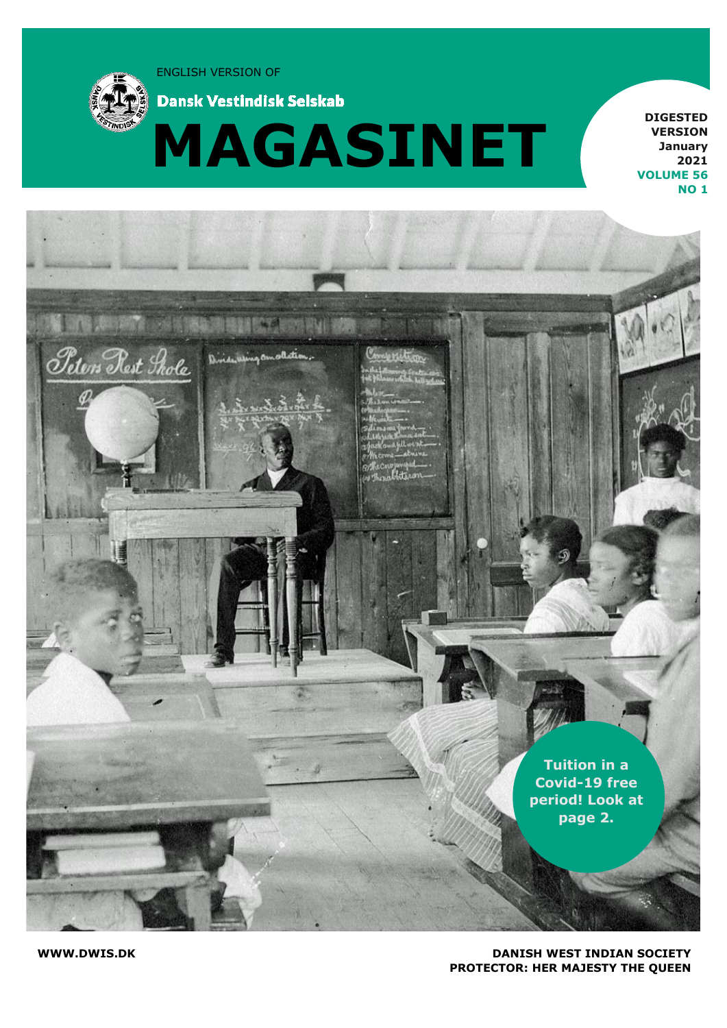ENGLISH VERSION OF

**Dansk Vestindisk Selskab**

# MAGASINET

**DIGESTED VERSION**
**January 2021**
**VOLUME 56**
**NO 1**

**Tuition in a Covid-19 free period! Look at page 2.**

**WWW.DWIS.DK**

**DANISH WEST INDIAN SOCIETY**
**PROTECTOR: HER MAJESTY THE QUEEN**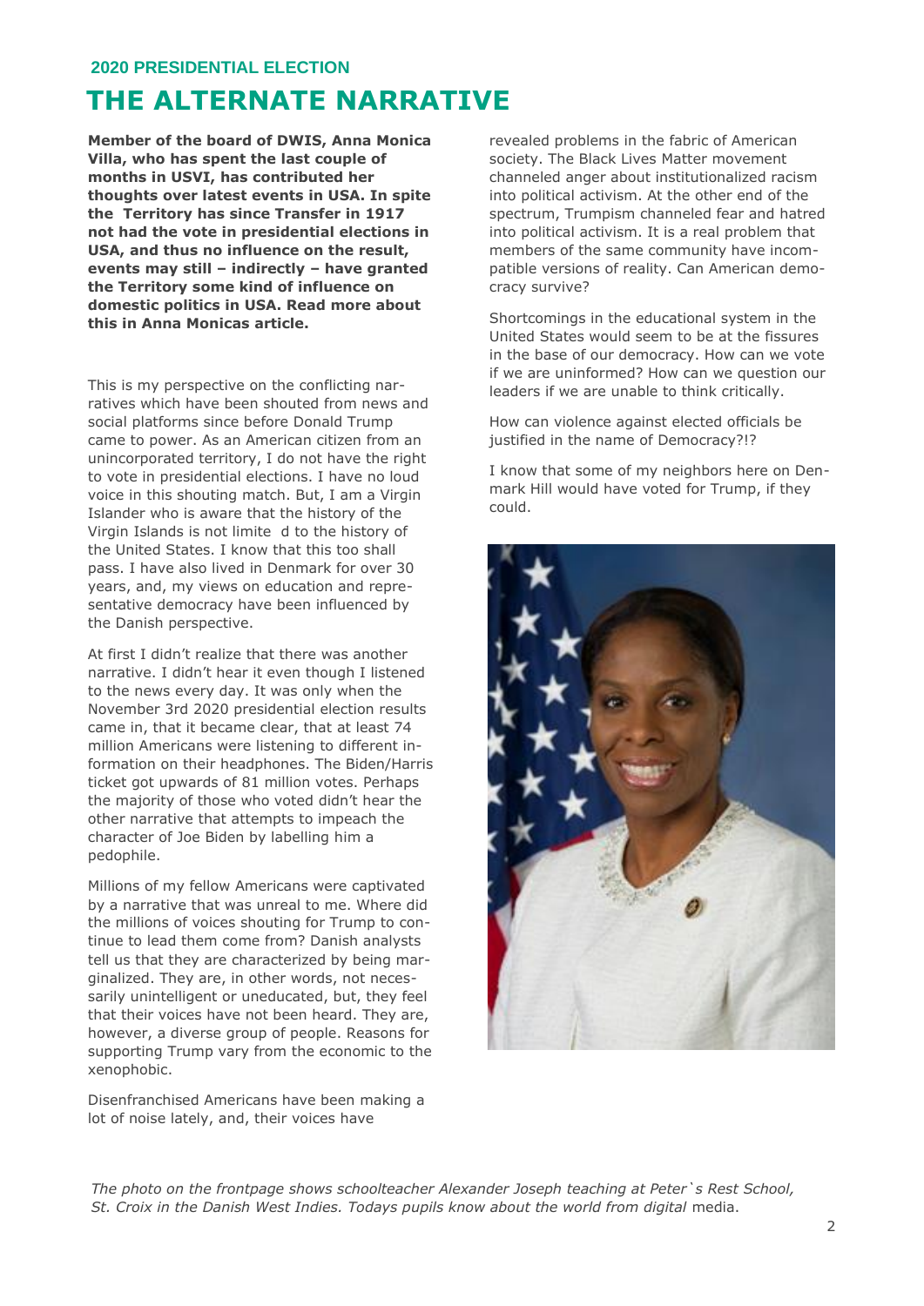## 2020 PRESIDENTIAL ELECTION

# THE ALTERNATE NARRATIVE

**Member of the board of DWIS, Anna Monica Villa, who has spent the last couple of months in USVI, has contributed her thoughts over latest events in USA. In spite the Territory has since Transfer in 1917 not had the vote in presidential elections in USA, and thus no influence on the result, events may still – indirectly – have granted the Territory some kind of influence on domestic politics in USA. Read more about this in Anna Monicas article.**

This is my perspective on the conflicting narratives which have been shouted from news and social platforms since before Donald Trump came to power. As an American citizen from an unincorporated territory, I do not have the right to vote in presidential elections. I have no loud voice in this shouting match. But, I am a Virgin Islander who is aware that the history of the Virgin Islands is not limite d to the history of the United States. I know that this too shall pass. I have also lived in Denmark for over 30 years, and, my views on education and representative democracy have been influenced by the Danish perspective.

At first I didn't realize that there was another narrative. I didn't hear it even though I listened to the news every day. It was only when the November 3rd 2020 presidential election results came in, that it became clear, that at least 74 million Americans were listening to different information on their headphones. The Biden/Harris ticket got upwards of 81 million votes. Perhaps the majority of those who voted didn't hear the other narrative that attempts to impeach the character of Joe Biden by labelling him a pedophile.

Millions of my fellow Americans were captivated by a narrative that was unreal to me. Where did the millions of voices shouting for Trump to continue to lead them come from? Danish analysts tell us that they are characterized by being marginalized. They are, in other words, not necessarily unintelligent or uneducated, but, they feel that their voices have not been heard. They are, however, a diverse group of people. Reasons for supporting Trump vary from the economic to the xenophobic.

Disenfranchised Americans have been making a lot of noise lately, and, their voices have revealed problems in the fabric of American society. The Black Lives Matter movement channeled anger about institutionalized racism into political activism. At the other end of the spectrum, Trumpism channeled fear and hatred into political activism. It is a real problem that members of the same community have incompatible versions of reality. Can American democracy survive?

Shortcomings in the educational system in the United States would seem to be at the fissures in the base of our democracy. How can we vote if we are uninformed? How can we question our leaders if we are unable to think critically.

How can violence against elected officials be justified in the name of Democracy?!?

I know that some of my neighbors here on Denmark Hill would have voted for Trump, if they could.

*The photo on the frontpage shows schoolteacher Alexander Joseph teaching at Peter`s Rest School, St. Croix in the Danish West Indies. Todays pupils know about the world from digital* media.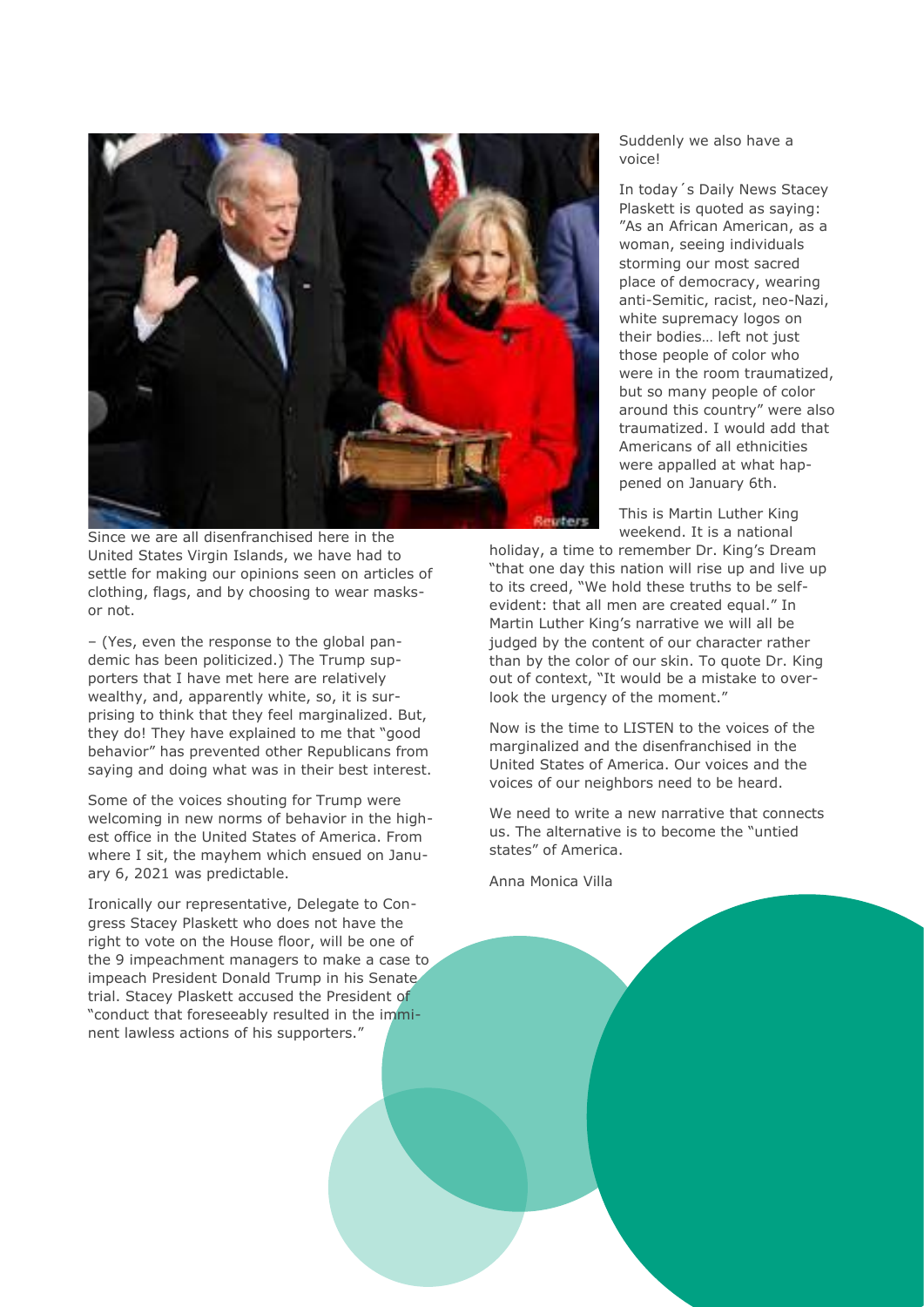Since we are all disenfranchised here in the United States Virgin Islands, we have had to settle for making our opinions seen on articles of clothing, flags, and by choosing to wear masks- or not.

– (Yes, even the response to the global pandemic has been politicized.) The Trump supporters that I have met here are relatively wealthy, and, apparently white, so, it is surprising to think that they feel marginalized. But, they do! They have explained to me that "good behavior" has prevented other Republicans from saying and doing what was in their best interest.

Some of the voices shouting for Trump were welcoming in new norms of behavior in the highest office in the United States of America. From where I sit, the mayhem which ensued on January 6, 2021 was predictable.

Ironically our representative, Delegate to Congress Stacey Plaskett who does not have the right to vote on the House floor, will be one of the 9 impeachment managers to make a case to impeach President Donald Trump in his Senate trial. Stacey Plaskett accused the President of "conduct that foreseeably resulted in the imminent lawless actions of his supporters."

Suddenly we also have a voice!

In today´s Daily News Stacey Plaskett is quoted as saying: "As an African American, as a woman, seeing individuals storming our most sacred place of democracy, wearing anti-Semitic, racist, neo-Nazi, white supremacy logos on their bodies… left not just those people of color who were in the room traumatized, but so many people of color around this country" were also traumatized. I would add that Americans of all ethnicities were appalled at what happened on January 6th.

This is Martin Luther King weekend. It is a national holiday, a time to remember Dr. King's Dream "that one day this nation will rise up and live up to its creed, "We hold these truths to be self-evident: that all men are created equal." In Martin Luther King's narrative we will all be judged by the content of our character rather than by the color of our skin. To quote Dr. King out of context, "It would be a mistake to overlook the urgency of the moment."

Now is the time to LISTEN to the voices of the marginalized and the disenfranchised in the United States of America. Our voices and the voices of our neighbors need to be heard.

We need to write a new narrative that connects us. The alternative is to become the "untied states" of America.

Anna Monica Villa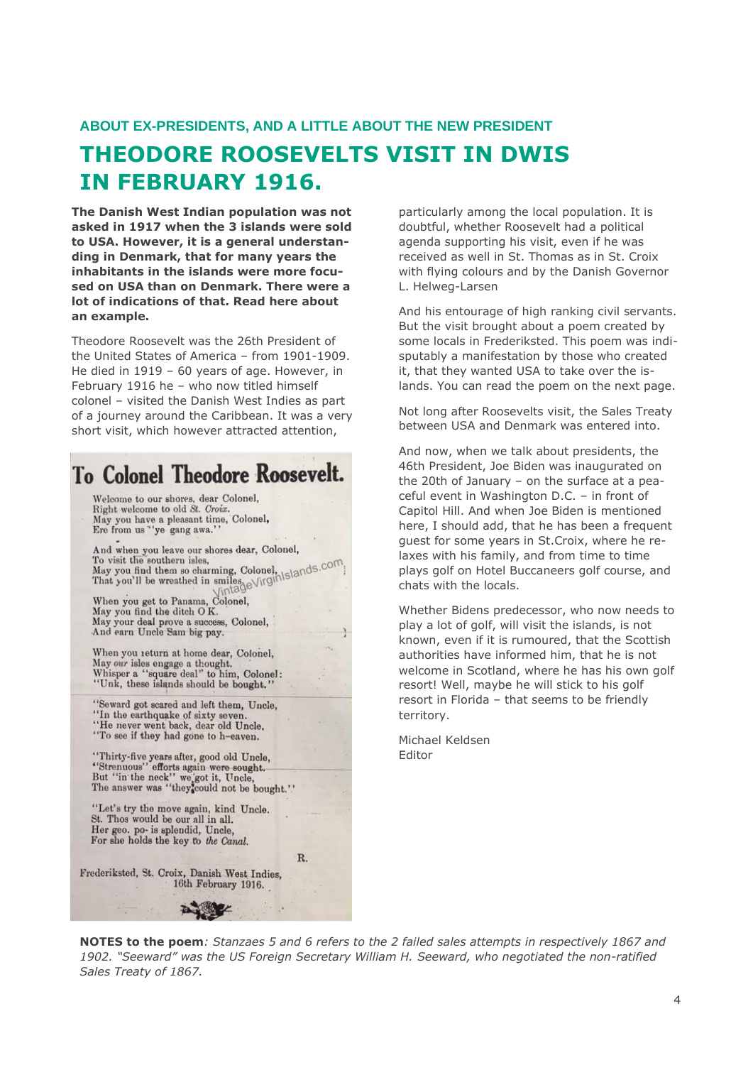### ABOUT EX-PRESIDENTS, AND A LITTLE ABOUT THE NEW PRESIDENT

# THEODORE ROOSEVELTS VISIT IN DWIS IN FEBRUARY 1916.

**The Danish West Indian population was not asked in 1917 when the 3 islands were sold to USA. However, it is a general understanding in Denmark, that for many years the inhabitants in the islands were more focused on USA than on Denmark. There were a lot of indications of that. Read here about an example.**

Theodore Roosevelt was the 26th President of the United States of America – from 1901-1909. He died in 1919 – 60 years of age. However, in February 1916 he – who now titled himself colonel – visited the Danish West Indies as part of a journey around the Caribbean. It was a very short visit, which however attracted attention, particularly among the local population. It is doubtful, whether Roosevelt had a political agenda supporting his visit, even if he was received as well in St. Thomas as in St. Croix with flying colours and by the Danish Governor L. Helweg-Larsen

And his entourage of high ranking civil servants. But the visit brought about a poem created by some locals in Frederiksted. This poem was indisputably a manifestation by those who created it, that they wanted USA to take over the islands. You can read the poem on the next page.

Not long after Roosevelts visit, the Sales Treaty between USA and Denmark was entered into.

And now, when we talk about presidents, the 46th President, Joe Biden was inaugurated on the 20th of January – on the surface at a peaceful event in Washington D.C. – in front of Capitol Hill. And when Joe Biden is mentioned here, I should add, that he has been a frequent guest for some years in St.Croix, where he relaxes with his family, and from time to time plays golf on Hotel Buccaneers golf course, and chats with the locals.

Whether Bidens predecessor, who now needs to play a lot of golf, will visit the islands, is not known, even if it is rumoured, that the Scottish authorities have informed him, that he is not welcome in Scotland, where he has his own golf resort! Well, maybe he will stick to his golf resort in Florida – that seems to be friendly territory.

Michael Keldsen
Editor

## To Colonel Theodore Roosevelt.

Welcome to our shores, dear Colonel,
Right welcome to old *St. Croix*.
May you have a pleasant time, Colonel,
Ere from us "ye gang awa."

And when you leave our shores dear, Colonel,
To visit the southern isles,
May you find them so charming, Colonel,
That you'll be wreathed in smiles.

When you get to Panama, Colonel,
May you find the ditch O K.
May your deal prove a success, Colonel,
And earn Uncle Sam big pay.

When you return at home dear, Colonel,
May *our* isles engage a thought.
Whisper a "square deal" to him, Colonel:
"Unk, these islands should be bought."

"Seward got scared and left them, Uncle,
"In the earthquake of sixty seven.
"He never went back, dear old Uncle,
"To see if they had gone to h-eaven.

"Thirty-five years after, good old Uncle,
"Strenuous" efforts again were sought.
But "in the neck" we got it, Uncle,
The answer was "they could not be bought."

"Let's try the move again, kind Uncle.
St. Thos would be our all in all.
Her geo. po- is splendid, Uncle,
For she holds the key to *the Canal*.

R.

Frederiksted, St. Croix, Danish West Indies,
16th February 1916.

**NOTES to the poem***: Stanzaes 5 and 6 refers to the 2 failed sales attempts in respectively 1867 and 1902. "Seeward" was the US Foreign Secretary William H. Seeward, who negotiated the non-ratified Sales Treaty of 1867.*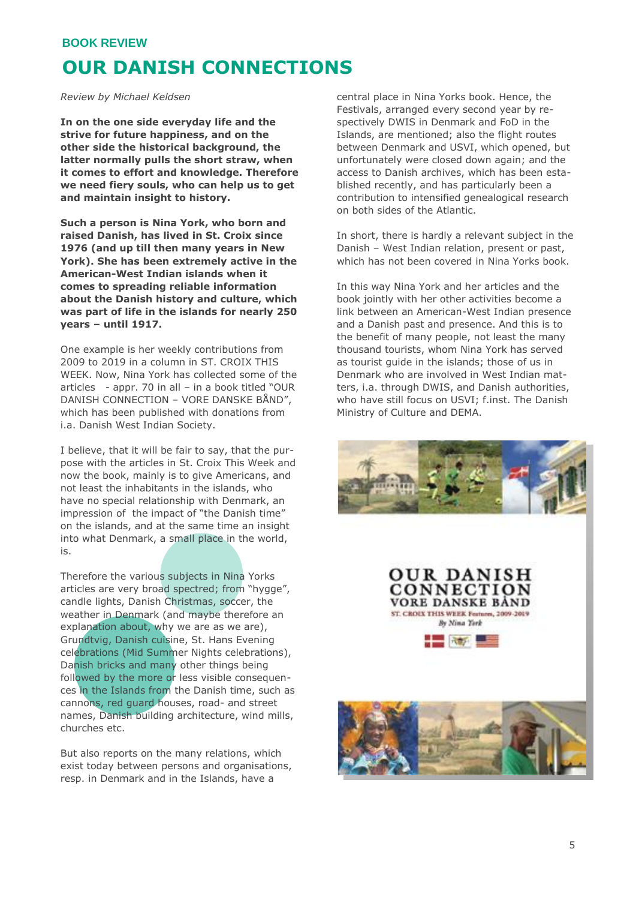BOOK REVIEW

# OUR DANISH CONNECTIONS

*Review by Michael Keldsen*

**In on the one side everyday life and the strive for future happiness, and on the other side the historical background, the latter normally pulls the short straw, when it comes to effort and knowledge. Therefore we need fiery souls, who can help us to get and maintain insight to history.**

**Such a person is Nina York, who born and raised Danish, has lived in St. Croix since 1976 (and up till then many years in New York). She has been extremely active in the American-West Indian islands when it comes to spreading reliable information about the Danish history and culture, which was part of life in the islands for nearly 250 years – until 1917.**

One example is her weekly contributions from 2009 to 2019 in a column in ST. CROIX THIS WEEK. Now, Nina York has collected some of the articles - appr. 70 in all – in a book titled "OUR DANISH CONNECTION – VORE DANSKE BÅND", which has been published with donations from i.a. Danish West Indian Society.

I believe, that it will be fair to say, that the purpose with the articles in St. Croix This Week and now the book, mainly is to give Americans, and not least the inhabitants in the islands, who have no special relationship with Denmark, an impression of the impact of "the Danish time" on the islands, and at the same time an insight into what Denmark, a small place in the world, is.

Therefore the various subjects in Nina Yorks articles are very broad spectred; from "hygge", candle lights, Danish Christmas, soccer, the weather in Denmark (and maybe therefore an explanation about, why we are as we are), Grundtvig, Danish cuisine, St. Hans Evening celebrations (Mid Summer Nights celebrations), Danish bricks and many other things being followed by the more or less visible consequences in the Islands from the Danish time, such as cannons, red guard houses, road- and street names, Danish building architecture, wind mills, churches etc.

But also reports on the many relations, which exist today between persons and organisations, resp. in Denmark and in the Islands, have a central place in Nina Yorks book. Hence, the Festivals, arranged every second year by respectively DWIS in Denmark and FoD in the Islands, are mentioned; also the flight routes between Denmark and USVI, which opened, but unfortunately were closed down again; and the access to Danish archives, which has been established recently, and has particularly been a contribution to intensified genealogical research on both sides of the Atlantic.

In short, there is hardly a relevant subject in the Danish – West Indian relation, present or past, which has not been covered in Nina Yorks book.

In this way Nina York and her articles and the book jointly with her other activities become a link between an American-West Indian presence and a Danish past and presence. And this is to the benefit of many people, not least the many thousand tourists, whom Nina York has served as tourist guide in the islands; those of us in Denmark who are involved in West Indian matters, i.a. through DWIS, and Danish authorities, who have still focus on USVI; f.inst. The Danish Ministry of Culture and DEMA.

OUR DANISH CONNECTION
VORE DANSKE BÅND
ST. CROIX THIS WEEK Features, 2009-2019
By Nina York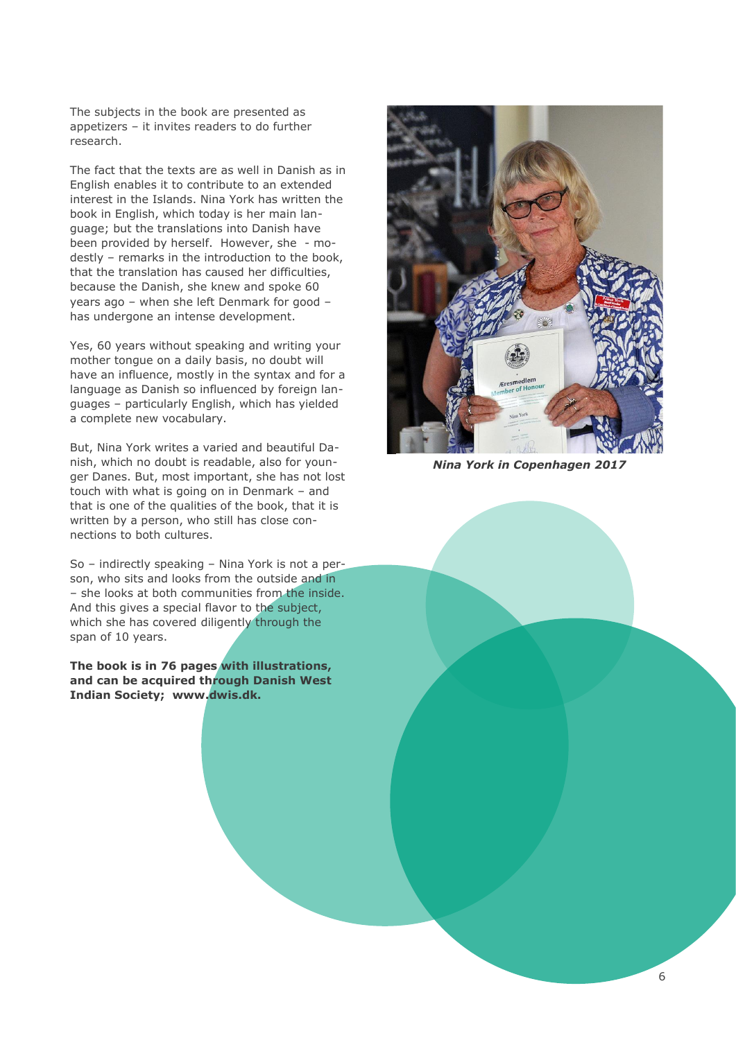The subjects in the book are presented as appetizers – it invites readers to do further research.

The fact that the texts are as well in Danish as in English enables it to contribute to an extended interest in the Islands. Nina York has written the book in English, which today is her main language; but the translations into Danish have been provided by herself. However, she - modestly – remarks in the introduction to the book, that the translation has caused her difficulties, because the Danish, she knew and spoke 60 years ago – when she left Denmark for good – has undergone an intense development.

Yes, 60 years without speaking and writing your mother tongue on a daily basis, no doubt will have an influence, mostly in the syntax and for a language as Danish so influenced by foreign languages – particularly English, which has yielded a complete new vocabulary.

But, Nina York writes a varied and beautiful Danish, which no doubt is readable, also for younger Danes. But, most important, she has not lost touch with what is going on in Denmark – and that is one of the qualities of the book, that it is written by a person, who still has close connections to both cultures.

So – indirectly speaking – Nina York is not a person, who sits and looks from the outside and in – she looks at both communities from the inside. And this gives a special flavor to the subject, which she has covered diligently through the span of 10 years.

**The book is in 76 pages with illustrations, and can be acquired through Danish West Indian Society; www.dwis.dk.**

***Nina York in Copenhagen 2017***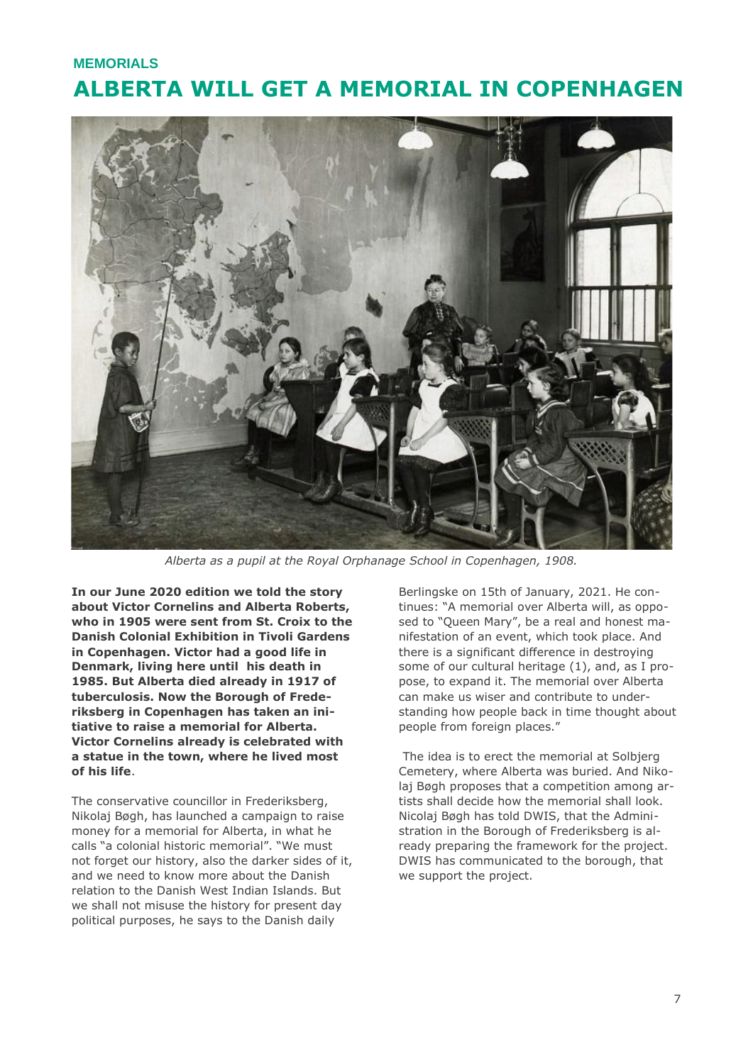**MEMORIALS**

# ALBERTA WILL GET A MEMORIAL IN COPENHAGEN

*Alberta as a pupil at the Royal Orphanage School in Copenhagen, 1908.*

**In our June 2020 edition we told the story about Victor Cornelins and Alberta Roberts, who in 1905 were sent from St. Croix to the Danish Colonial Exhibition in Tivoli Gardens in Copenhagen. Victor had a good life in Denmark, living here until his death in 1985. But Alberta died already in 1917 of tuberculosis. Now the Borough of Frederiksberg in Copenhagen has taken an initiative to raise a memorial for Alberta. Victor Cornelins already is celebrated with a statue in the town, where he lived most of his life**.

The conservative councillor in Frederiksberg, Nikolaj Bøgh, has launched a campaign to raise money for a memorial for Alberta, in what he calls "a colonial historic memorial". "We must not forget our history, also the darker sides of it, and we need to know more about the Danish relation to the Danish West Indian Islands. But we shall not misuse the history for present day political purposes, he says to the Danish daily Berlingske on 15th of January, 2021. He continues: "A memorial over Alberta will, as opposed to "Queen Mary", be a real and honest manifestation of an event, which took place. And there is a significant difference in destroying some of our cultural heritage (1), and, as I propose, to expand it. The memorial over Alberta can make us wiser and contribute to understanding how people back in time thought about people from foreign places."

The idea is to erect the memorial at Solbjerg Cemetery, where Alberta was buried. And Nikolaj Bøgh proposes that a competition among artists shall decide how the memorial shall look. Nicolaj Bøgh has told DWIS, that the Administration in the Borough of Frederiksberg is already preparing the framework for the project. DWIS has communicated to the borough, that we support the project.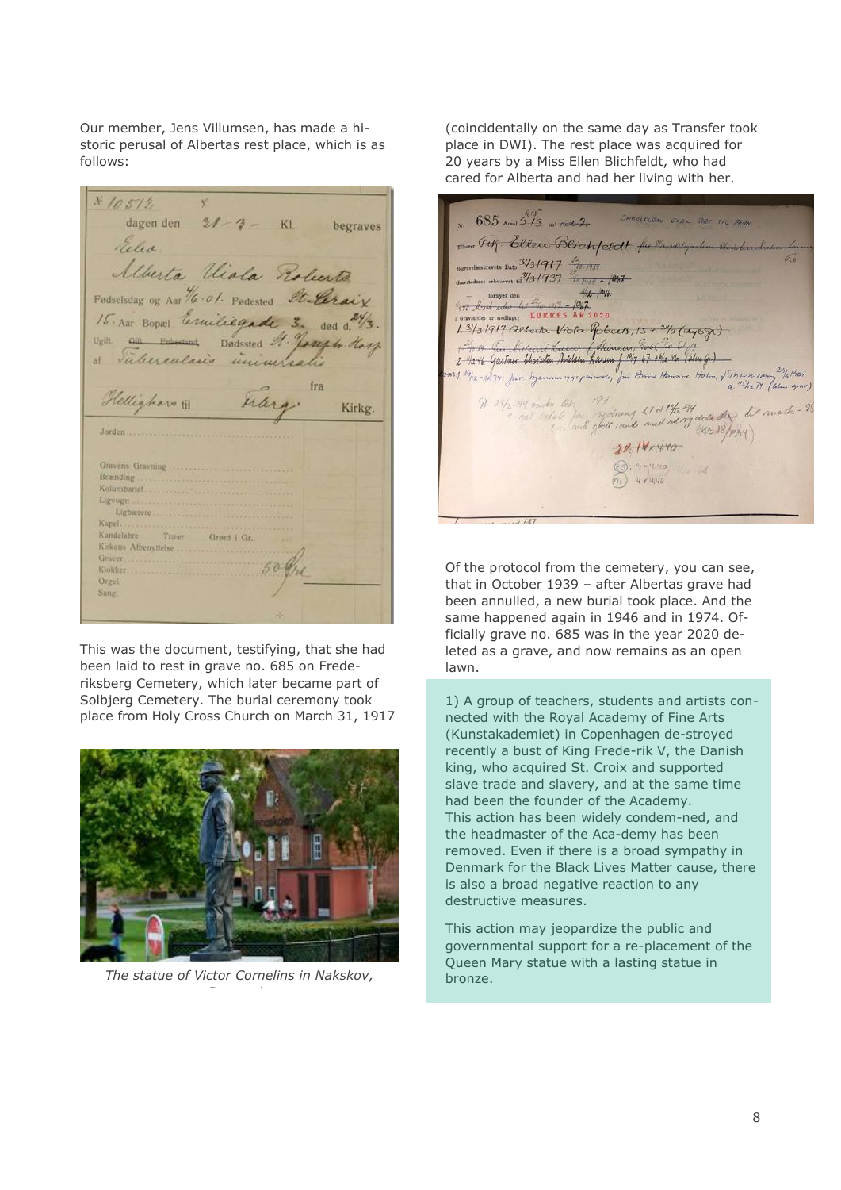Our member, Jens Villumsen, has made a historic perusal of Albertas rest place, which is as follows:

This was the document, testifying, that she had been laid to rest in grave no. 685 on Frederiksberg Cemetery, which later became part of Solbjerg Cemetery. The burial ceremony took place from Holy Cross Church on March 31, 1917 (coincidentally on the same day as Transfer took place in DWI). The rest place was acquired for 20 years by a Miss Ellen Blichfeldt, who had cared for Alberta and had her living with her.

*The statue of Victor Cornelins in Nakskov, Denmark*

Of the protocol from the cemetery, you can see, that in October 1939 – after Albertas grave had been annulled, a new burial took place. And the same happened again in 1946 and in 1974. Officially grave no. 685 was in the year 2020 deleted as a grave, and now remains as an open lawn.

1) A group of teachers, students and artists connected with the Royal Academy of Fine Arts (Kunstakademiet) in Copenhagen de-stroyed recently a bust of King Frede-rik V, the Danish king, who acquired St. Croix and supported slave trade and slavery, and at the same time had been the founder of the Academy. This action has been widely condem-ned, and the headmaster of the Aca-demy has been removed. Even if there is a broad sympathy in Denmark for the Black Lives Matter cause, there is also a broad negative reaction to any destructive measures.

This action may jeopardize the public and governmental support for a re-placement of the Queen Mary statue with a lasting statue in bronze.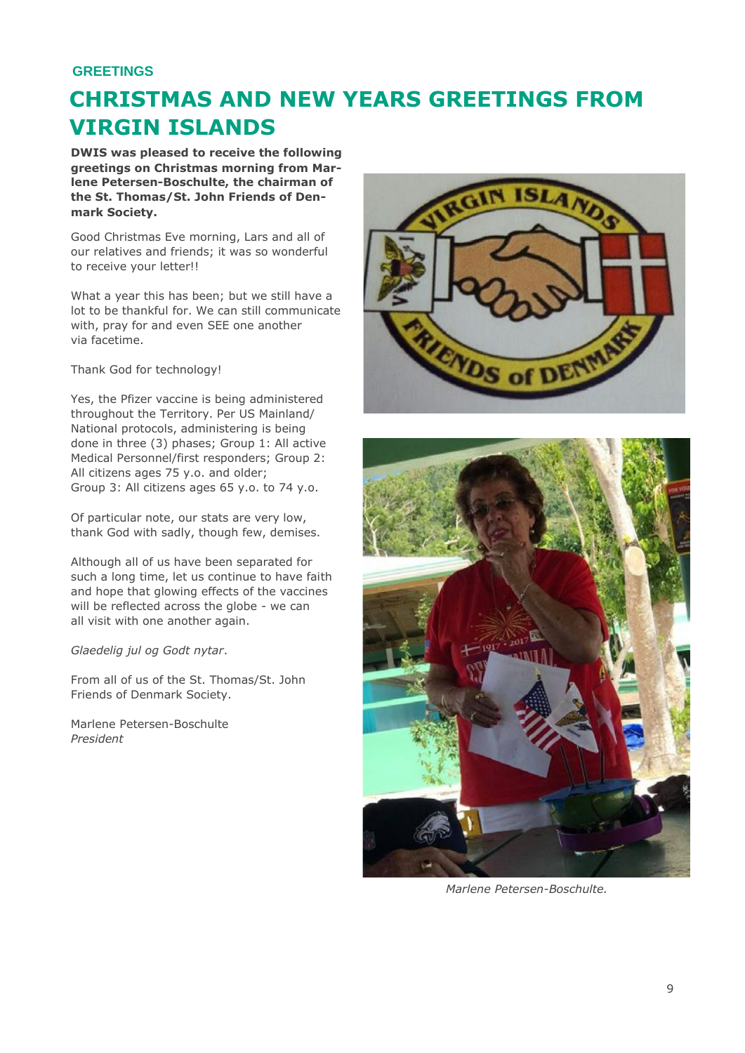GREETINGS

# CHRISTMAS AND NEW YEARS GREETINGS FROM VIRGIN ISLANDS

**DWIS was pleased to receive the following greetings on Christmas morning from Marlene Petersen-Boschulte, the chairman of the St. Thomas/St. John Friends of Denmark Society.**

Good Christmas Eve morning, Lars and all of our relatives and friends; it was so wonderful to receive your letter!!

What a year this has been; but we still have a lot to be thankful for. We can still communicate with, pray for and even SEE one another via facetime.

Thank God for technology!

Yes, the Pfizer vaccine is being administered throughout the Territory. Per US Mainland/ National protocols, administering is being done in three (3) phases; Group 1: All active Medical Personnel/first responders; Group 2: All citizens ages 75 y.o. and older; Group 3: All citizens ages 65 y.o. to 74 y.o.

Of particular note, our stats are very low, thank God with sadly, though few, demises.

Although all of us have been separated for such a long time, let us continue to have faith and hope that glowing effects of the vaccines will be reflected across the globe - we can all visit with one another again.

*Glaedelig jul og Godt nytar*.

From all of us of the St. Thomas/St. John Friends of Denmark Society.

Marlene Petersen-Boschulte
*President*

*Marlene Petersen-Boschulte.*